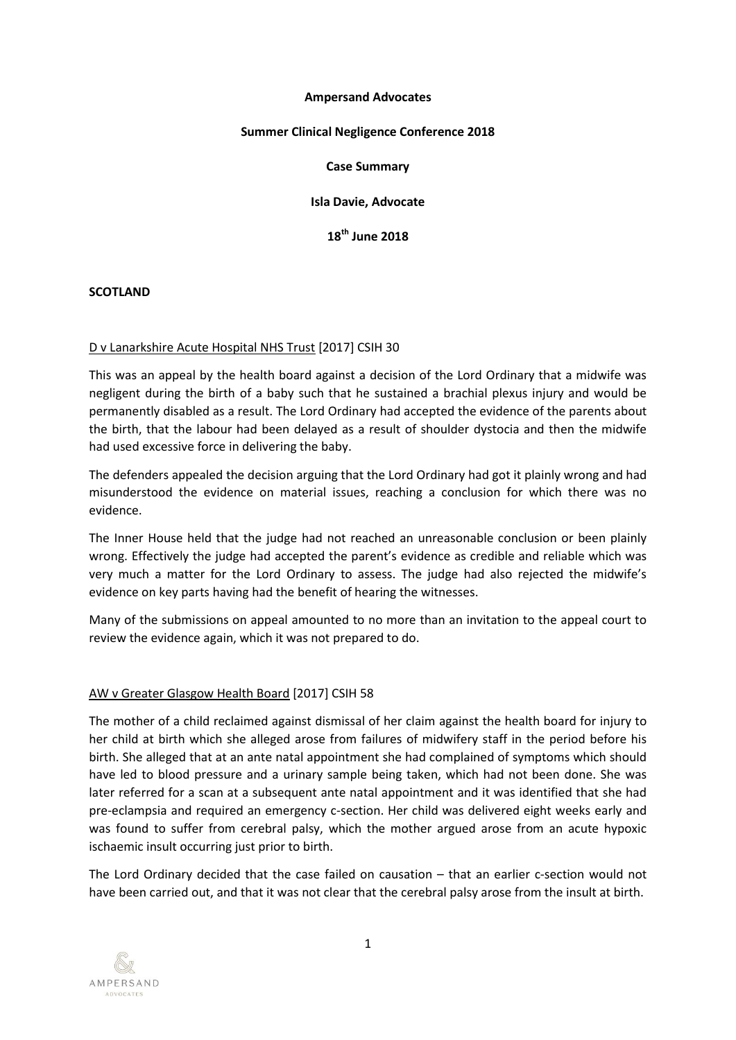**Ampersand Advocates**

**Summer Clinical Negligence Conference 2018**

**Case Summary**

**Isla Davie, Advocate**

**18th June 2018**

**SCOTLAND**

D v Lanarkshire Acute Hospital NHS Trust [2017] CSIH 30

This was an appeal by the health board against a decision of the Lord Ordinary that a midwife was negligent during the birth of a baby such that he sustained a brachial plexus injury and would be permanently disabled as a result. The Lord Ordinary had accepted the evidence of the parents about the birth, that the labour had been delayed as a result of shoulder dystocia and then the midwife had used excessive force in delivering the baby.

The defenders appealed the decision arguing that the Lord Ordinary had got it plainly wrong and had misunderstood the evidence on material issues, reaching a conclusion for which there was no evidence.

The Inner House held that the judge had not reached an unreasonable conclusion or been plainly wrong. Effectively the judge had accepted the parent's evidence as credible and reliable which was very much a matter for the Lord Ordinary to assess. The judge had also rejected the midwife's evidence on key parts having had the benefit of hearing the witnesses.

Many of the submissions on appeal amounted to no more than an invitation to the appeal court to review the evidence again, which it was not prepared to do.

AW v Greater Glasgow Health Board [2017] CSIH 58

The mother of a child reclaimed against dismissal of her claim against the health board for injury to her child at birth which she alleged arose from failures of midwifery staff in the period before his birth. She alleged that at an ante natal appointment she had complained of symptoms which should have led to blood pressure and a urinary sample being taken, which had not been done. She was later referred for a scan at a subsequent ante natal appointment and it was identified that she had pre-eclampsia and required an emergency c-section. Her child was delivered eight weeks early and was found to suffer from cerebral palsy, which the mother argued arose from an acute hypoxic ischaemic insult occurring just prior to birth.

The Lord Ordinary decided that the case failed on causation – that an earlier c-section would not have been carried out, and that it was not clear that the cerebral palsy arose from the insult at birth.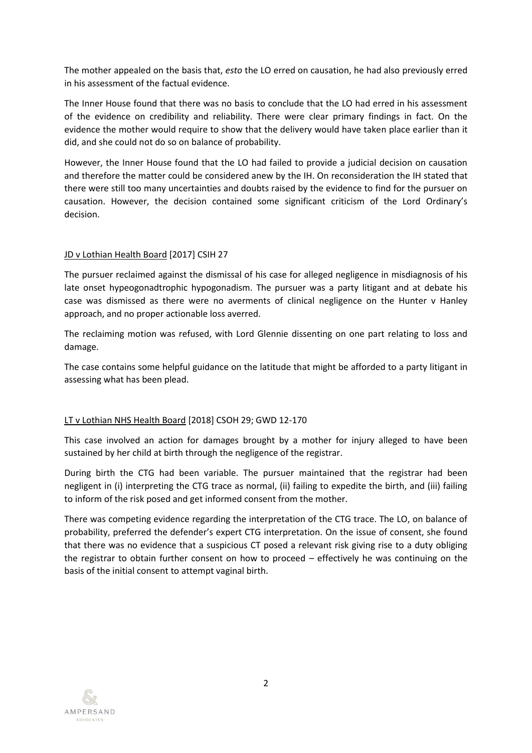The mother appealed on the basis that, *esto* the LO erred on causation, he had also previously erred in his assessment of the factual evidence.

The Inner House found that there was no basis to conclude that the LO had erred in his assessment of the evidence on credibility and reliability. There were clear primary findings in fact. On the evidence the mother would require to show that the delivery would have taken place earlier than it did, and she could not do so on balance of probability.

However, the Inner House found that the LO had failed to provide a judicial decision on causation and therefore the matter could be considered anew by the IH. On reconsideration the IH stated that there were still too many uncertainties and doubts raised by the evidence to find for the pursuer on causation. However, the decision contained some significant criticism of the Lord Ordinary's decision.

<u>JD v Lothian Health Board</u> [2017] CSIH 27

The pursuer reclaimed against the dismissal of his case for alleged negligence in misdiagnosis of his late onset hypeogonadtrophic hypogonadism. The pursuer was a party litigant and at debate his case was dismissed as there were no averments of clinical negligence on the Hunter v Hanley approach, and no proper actionable loss averred.

The reclaiming motion was refused, with Lord Glennie dissenting on one part relating to loss and damage.

The case contains some helpful guidance on the latitude that might be afforded to a party litigant in assessing what has been plead.

<u>LT v Lothian NHS Health Board</u> [2018] CSOH 29; GWD 12-170

This case involved an action for damages brought by a mother for injury alleged to have been sustained by her child at birth through the negligence of the registrar.

During birth the CTG had been variable. The pursuer maintained that the registrar had been negligent in (i) interpreting the CTG trace as normal, (ii) failing to expedite the birth, and (iii) failing to inform of the risk posed and get informed consent from the mother.

There was competing evidence regarding the interpretation of the CTG trace. The LO, on balance of probability, preferred the defender's expert CTG interpretation. On the issue of consent, she found that there was no evidence that a suspicious CT posed a relevant risk giving rise to a duty obliging the registrar to obtain further consent on how to proceed – effectively he was continuing on the basis of the initial consent to attempt vaginal birth.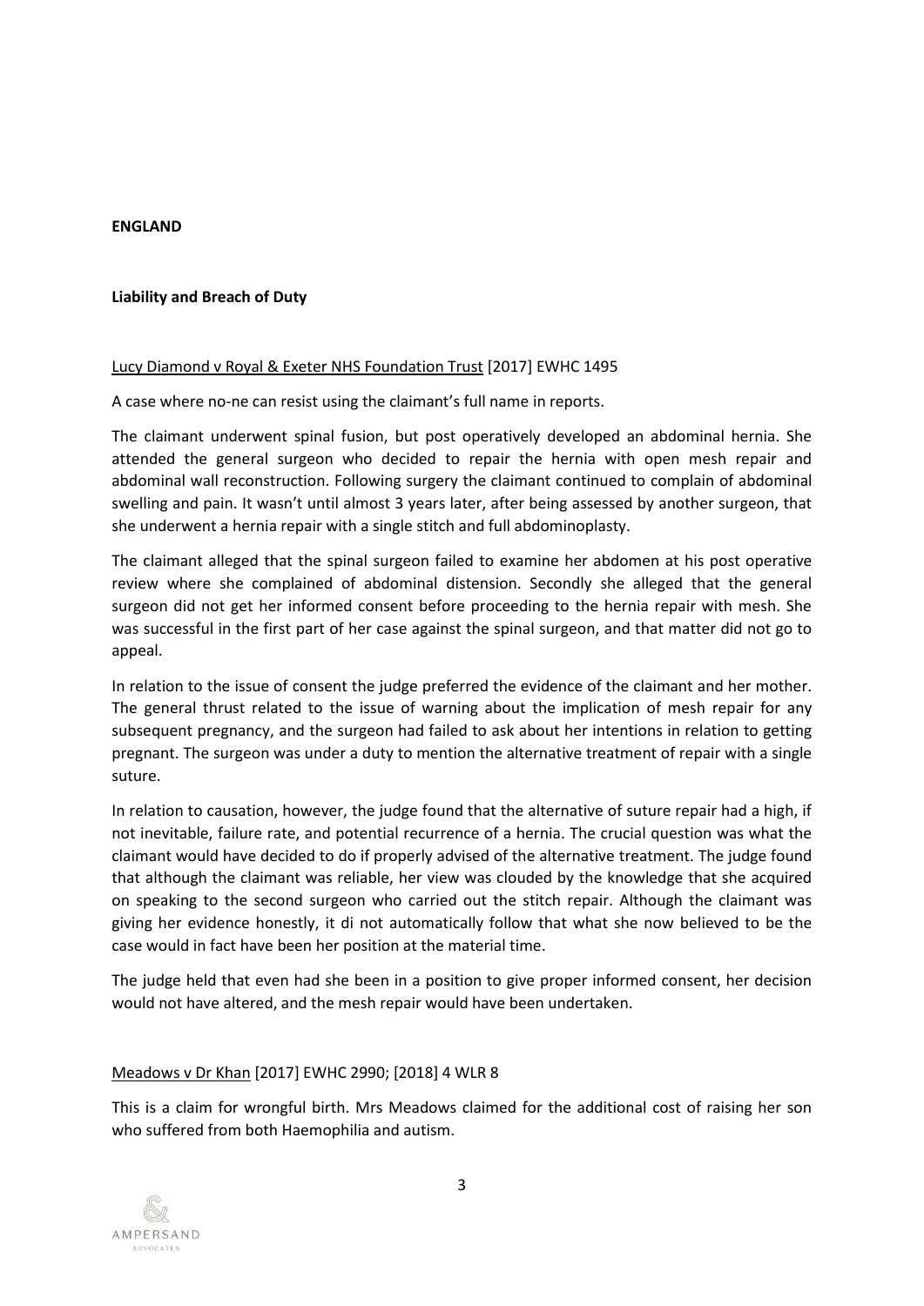**ENGLAND**

**Liability and Breach of Duty**

Lucy Diamond v Royal & Exeter NHS Foundation Trust [2017] EWHC 1495

A case where no-ne can resist using the claimant's full name in reports.

The claimant underwent spinal fusion, but post operatively developed an abdominal hernia. She attended the general surgeon who decided to repair the hernia with open mesh repair and abdominal wall reconstruction. Following surgery the claimant continued to complain of abdominal swelling and pain. It wasn't until almost 3 years later, after being assessed by another surgeon, that she underwent a hernia repair with a single stitch and full abdominoplasty.

The claimant alleged that the spinal surgeon failed to examine her abdomen at his post operative review where she complained of abdominal distension. Secondly she alleged that the general surgeon did not get her informed consent before proceeding to the hernia repair with mesh. She was successful in the first part of her case against the spinal surgeon, and that matter did not go to appeal.

In relation to the issue of consent the judge preferred the evidence of the claimant and her mother. The general thrust related to the issue of warning about the implication of mesh repair for any subsequent pregnancy, and the surgeon had failed to ask about her intentions in relation to getting pregnant. The surgeon was under a duty to mention the alternative treatment of repair with a single suture.

In relation to causation, however, the judge found that the alternative of suture repair had a high, if not inevitable, failure rate, and potential recurrence of a hernia. The crucial question was what the claimant would have decided to do if properly advised of the alternative treatment. The judge found that although the claimant was reliable, her view was clouded by the knowledge that she acquired on speaking to the second surgeon who carried out the stitch repair. Although the claimant was giving her evidence honestly, it di not automatically follow that what she now believed to be the case would in fact have been her position at the material time.

The judge held that even had she been in a position to give proper informed consent, her decision would not have altered, and the mesh repair would have been undertaken.

Meadows v Dr Khan [2017] EWHC 2990; [2018] 4 WLR 8

This is a claim for wrongful birth. Mrs Meadows claimed for the additional cost of raising her son who suffered from both Haemophilia and autism.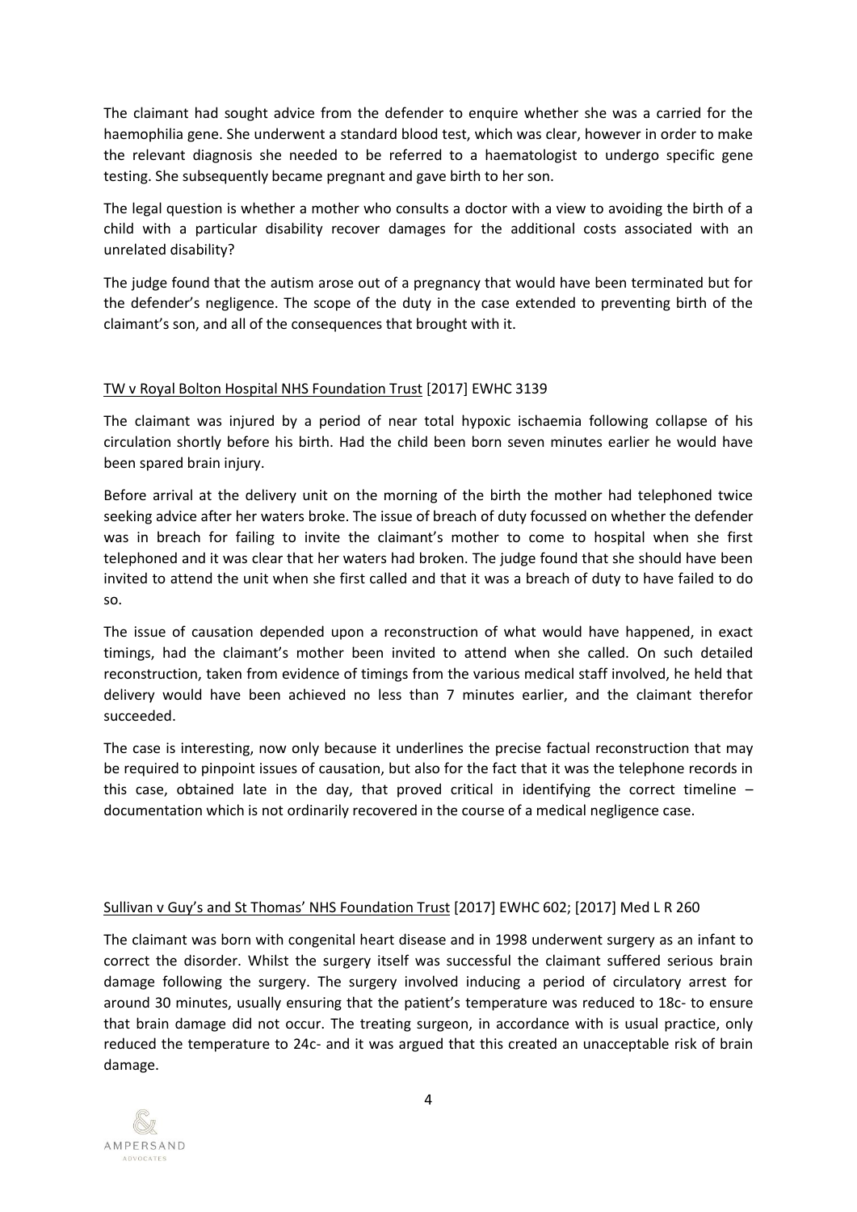The claimant had sought advice from the defender to enquire whether she was a carried for the haemophilia gene. She underwent a standard blood test, which was clear, however in order to make the relevant diagnosis she needed to be referred to a haematologist to undergo specific gene testing. She subsequently became pregnant and gave birth to her son.

The legal question is whether a mother who consults a doctor with a view to avoiding the birth of a child with a particular disability recover damages for the additional costs associated with an unrelated disability?

The judge found that the autism arose out of a pregnancy that would have been terminated but for the defender's negligence. The scope of the duty in the case extended to preventing birth of the claimant's son, and all of the consequences that brought with it.

<u>TW v Royal Bolton Hospital NHS Foundation Trust</u> [2017] EWHC 3139

The claimant was injured by a period of near total hypoxic ischaemia following collapse of his circulation shortly before his birth. Had the child been born seven minutes earlier he would have been spared brain injury.

Before arrival at the delivery unit on the morning of the birth the mother had telephoned twice seeking advice after her waters broke. The issue of breach of duty focussed on whether the defender was in breach for failing to invite the claimant's mother to come to hospital when she first telephoned and it was clear that her waters had broken. The judge found that she should have been invited to attend the unit when she first called and that it was a breach of duty to have failed to do so.

The issue of causation depended upon a reconstruction of what would have happened, in exact timings, had the claimant's mother been invited to attend when she called. On such detailed reconstruction, taken from evidence of timings from the various medical staff involved, he held that delivery would have been achieved no less than 7 minutes earlier, and the claimant therefor succeeded.

The case is interesting, now only because it underlines the precise factual reconstruction that may be required to pinpoint issues of causation, but also for the fact that it was the telephone records in this case, obtained late in the day, that proved critical in identifying the correct timeline – documentation which is not ordinarily recovered in the course of a medical negligence case.

<u>Sullivan v Guy's and St Thomas' NHS Foundation Trust</u> [2017] EWHC 602; [2017] Med L R 260

The claimant was born with congenital heart disease and in 1998 underwent surgery as an infant to correct the disorder. Whilst the surgery itself was successful the claimant suffered serious brain damage following the surgery. The surgery involved inducing a period of circulatory arrest for around 30 minutes, usually ensuring that the patient's temperature was reduced to 18c- to ensure that brain damage did not occur. The treating surgeon, in accordance with is usual practice, only reduced the temperature to 24c- and it was argued that this created an unacceptable risk of brain damage.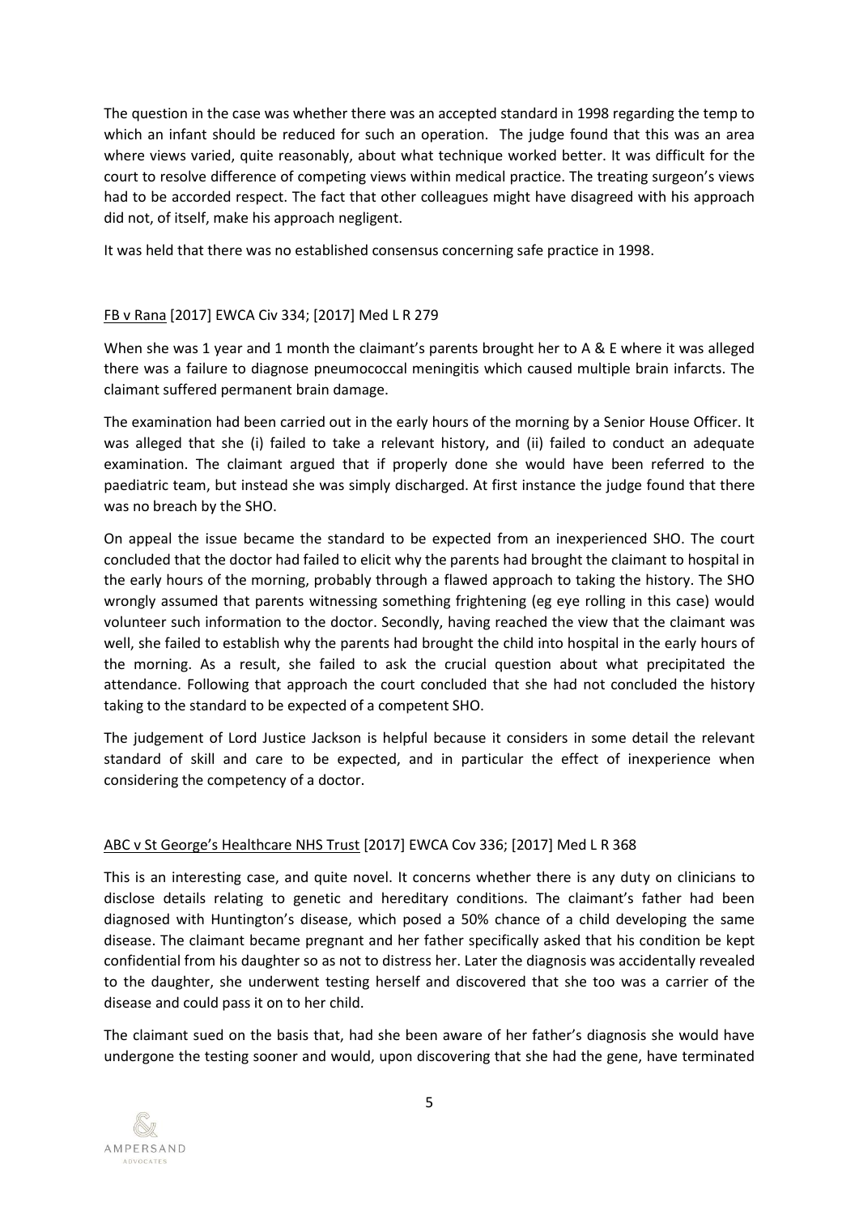The question in the case was whether there was an accepted standard in 1998 regarding the temp to which an infant should be reduced for such an operation. The judge found that this was an area where views varied, quite reasonably, about what technique worked better. It was difficult for the court to resolve difference of competing views within medical practice. The treating surgeon's views had to be accorded respect. The fact that other colleagues might have disagreed with his approach did not, of itself, make his approach negligent.

It was held that there was no established consensus concerning safe practice in 1998.

<u>FB v Rana</u> [2017] EWCA Civ 334; [2017] Med L R 279

When she was 1 year and 1 month the claimant's parents brought her to A & E where it was alleged there was a failure to diagnose pneumococcal meningitis which caused multiple brain infarcts. The claimant suffered permanent brain damage.

The examination had been carried out in the early hours of the morning by a Senior House Officer. It was alleged that she (i) failed to take a relevant history, and (ii) failed to conduct an adequate examination. The claimant argued that if properly done she would have been referred to the paediatric team, but instead she was simply discharged. At first instance the judge found that there was no breach by the SHO.

On appeal the issue became the standard to be expected from an inexperienced SHO. The court concluded that the doctor had failed to elicit why the parents had brought the claimant to hospital in the early hours of the morning, probably through a flawed approach to taking the history. The SHO wrongly assumed that parents witnessing something frightening (eg eye rolling in this case) would volunteer such information to the doctor. Secondly, having reached the view that the claimant was well, she failed to establish why the parents had brought the child into hospital in the early hours of the morning. As a result, she failed to ask the crucial question about what precipitated the attendance. Following that approach the court concluded that she had not concluded the history taking to the standard to be expected of a competent SHO.

The judgement of Lord Justice Jackson is helpful because it considers in some detail the relevant standard of skill and care to be expected, and in particular the effect of inexperience when considering the competency of a doctor.

<u>ABC v St George's Healthcare NHS Trust</u> [2017] EWCA Cov 336; [2017] Med L R 368

This is an interesting case, and quite novel. It concerns whether there is any duty on clinicians to disclose details relating to genetic and hereditary conditions. The claimant's father had been diagnosed with Huntington's disease, which posed a 50% chance of a child developing the same disease. The claimant became pregnant and her father specifically asked that his condition be kept confidential from his daughter so as not to distress her. Later the diagnosis was accidentally revealed to the daughter, she underwent testing herself and discovered that she too was a carrier of the disease and could pass it on to her child.

The claimant sued on the basis that, had she been aware of her father's diagnosis she would have undergone the testing sooner and would, upon discovering that she had the gene, have terminated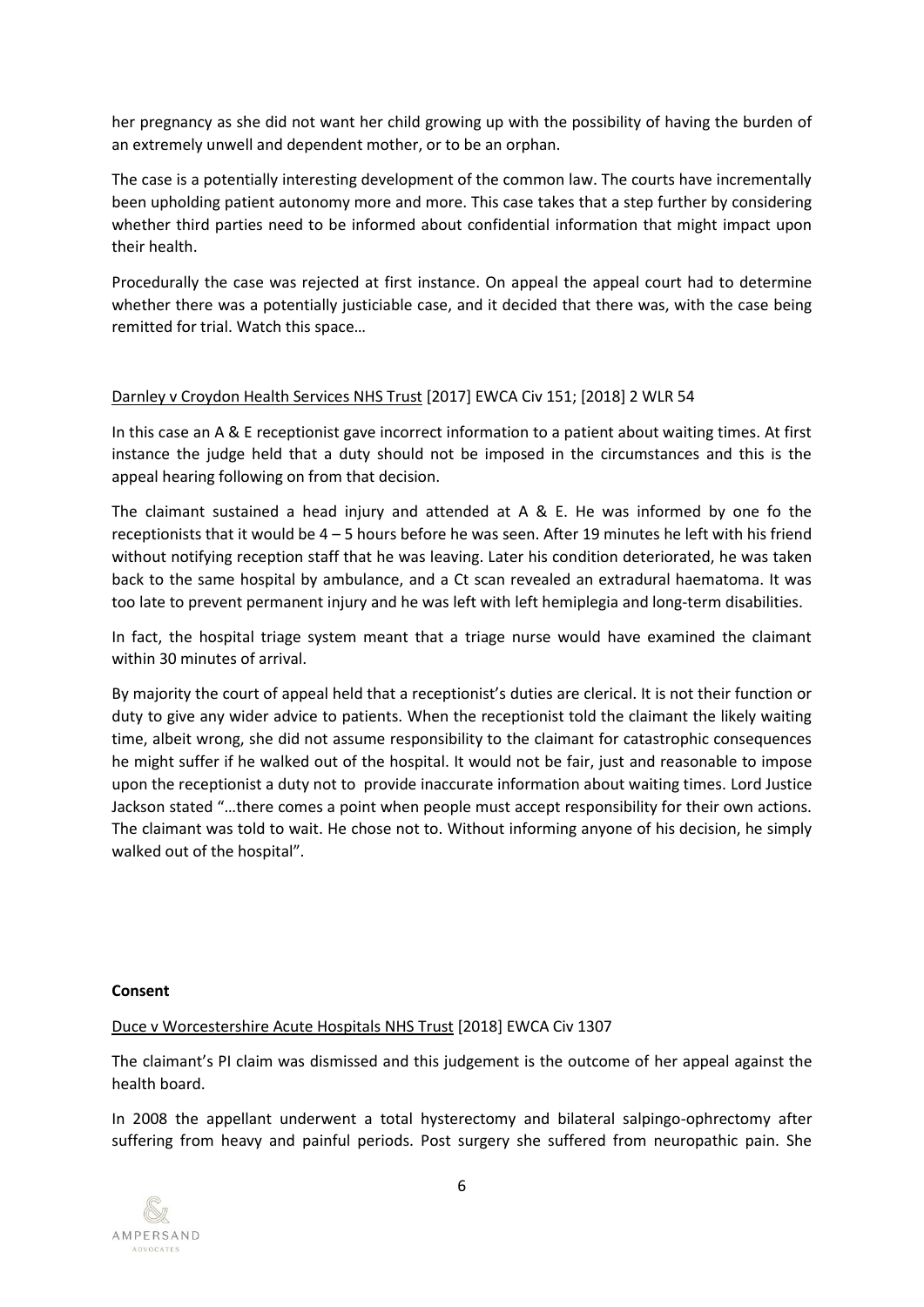her pregnancy as she did not want her child growing up with the possibility of having the burden of an extremely unwell and dependent mother, or to be an orphan.

The case is a potentially interesting development of the common law. The courts have incrementally been upholding patient autonomy more and more. This case takes that a step further by considering whether third parties need to be informed about confidential information that might impact upon their health.

Procedurally the case was rejected at first instance. On appeal the appeal court had to determine whether there was a potentially justiciable case, and it decided that there was, with the case being remitted for trial. Watch this space…

<u>Darnley v Croydon Health Services NHS Trust</u> [2017] EWCA Civ 151; [2018] 2 WLR 54

In this case an A & E receptionist gave incorrect information to a patient about waiting times. At first instance the judge held that a duty should not be imposed in the circumstances and this is the appeal hearing following on from that decision.

The claimant sustained a head injury and attended at A & E. He was informed by one fo the receptionists that it would be 4 – 5 hours before he was seen. After 19 minutes he left with his friend without notifying reception staff that he was leaving. Later his condition deteriorated, he was taken back to the same hospital by ambulance, and a Ct scan revealed an extradural haematoma. It was too late to prevent permanent injury and he was left with left hemiplegia and long-term disabilities.

In fact, the hospital triage system meant that a triage nurse would have examined the claimant within 30 minutes of arrival.

By majority the court of appeal held that a receptionist's duties are clerical. It is not their function or duty to give any wider advice to patients. When the receptionist told the claimant the likely waiting time, albeit wrong, she did not assume responsibility to the claimant for catastrophic consequences he might suffer if he walked out of the hospital. It would not be fair, just and reasonable to impose upon the receptionist a duty not to provide inaccurate information about waiting times. Lord Justice Jackson stated "…there comes a point when people must accept responsibility for their own actions. The claimant was told to wait. He chose not to. Without informing anyone of his decision, he simply walked out of the hospital".

**Consent**

<u>Duce v Worcestershire Acute Hospitals NHS Trust</u> [2018] EWCA Civ 1307

The claimant's PI claim was dismissed and this judgement is the outcome of her appeal against the health board.

In 2008 the appellant underwent a total hysterectomy and bilateral salpingo-ophrectomy after suffering from heavy and painful periods. Post surgery she suffered from neuropathic pain. She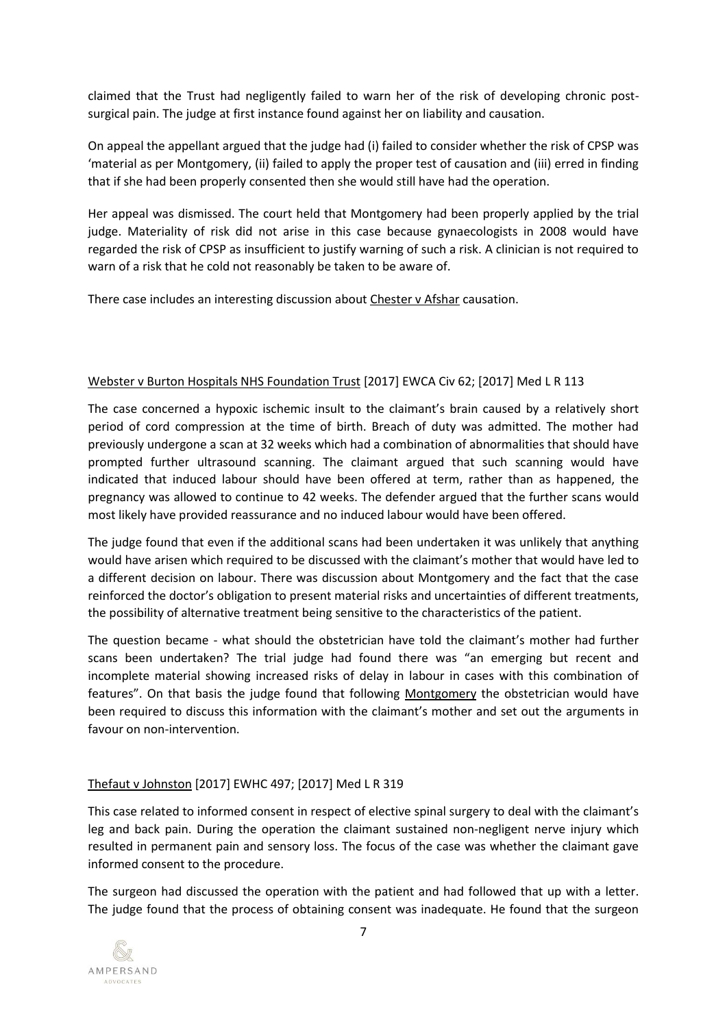claimed that the Trust had negligently failed to warn her of the risk of developing chronic post-surgical pain. The judge at first instance found against her on liability and causation.

On appeal the appellant argued that the judge had (i) failed to consider whether the risk of CPSP was 'material as per Montgomery, (ii) failed to apply the proper test of causation and (iii) erred in finding that if she had been properly consented then she would still have had the operation.

Her appeal was dismissed. The court held that Montgomery had been properly applied by the trial judge. Materiality of risk did not arise in this case because gynaecologists in 2008 would have regarded the risk of CPSP as insufficient to justify warning of such a risk. A clinician is not required to warn of a risk that he cold not reasonably be taken to be aware of.

There case includes an interesting discussion about Chester v Afshar causation.

Webster v Burton Hospitals NHS Foundation Trust [2017] EWCA Civ 62; [2017] Med L R 113

The case concerned a hypoxic ischemic insult to the claimant's brain caused by a relatively short period of cord compression at the time of birth. Breach of duty was admitted. The mother had previously undergone a scan at 32 weeks which had a combination of abnormalities that should have prompted further ultrasound scanning. The claimant argued that such scanning would have indicated that induced labour should have been offered at term, rather than as happened, the pregnancy was allowed to continue to 42 weeks. The defender argued that the further scans would most likely have provided reassurance and no induced labour would have been offered.

The judge found that even if the additional scans had been undertaken it was unlikely that anything would have arisen which required to be discussed with the claimant's mother that would have led to a different decision on labour. There was discussion about Montgomery and the fact that the case reinforced the doctor's obligation to present material risks and uncertainties of different treatments, the possibility of alternative treatment being sensitive to the characteristics of the patient.

The question became - what should the obstetrician have told the claimant's mother had further scans been undertaken? The trial judge had found there was "an emerging but recent and incomplete material showing increased risks of delay in labour in cases with this combination of features". On that basis the judge found that following Montgomery the obstetrician would have been required to discuss this information with the claimant's mother and set out the arguments in favour on non-intervention.

Thefaut v Johnston [2017] EWHC 497; [2017] Med L R 319

This case related to informed consent in respect of elective spinal surgery to deal with the claimant's leg and back pain. During the operation the claimant sustained non-negligent nerve injury which resulted in permanent pain and sensory loss. The focus of the case was whether the claimant gave informed consent to the procedure.

The surgeon had discussed the operation with the patient and had followed that up with a letter. The judge found that the process of obtaining consent was inadequate. He found that the surgeon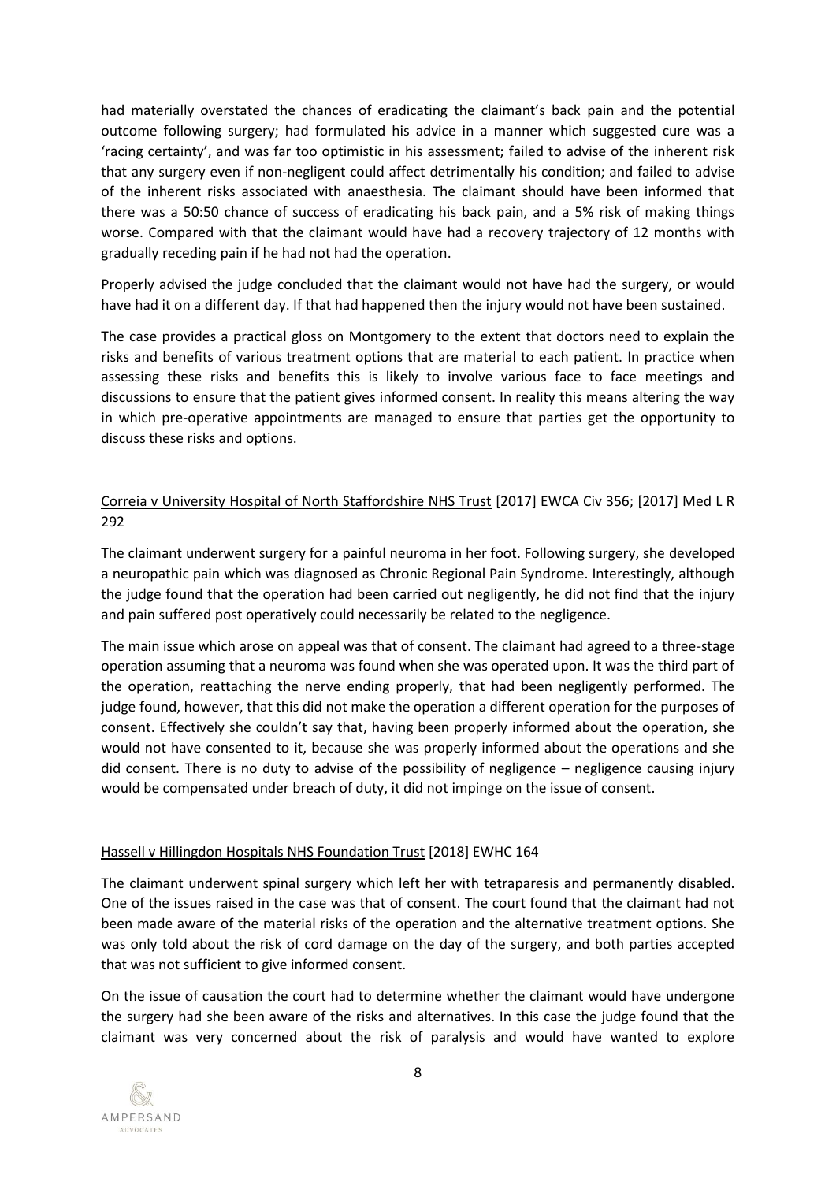had materially overstated the chances of eradicating the claimant's back pain and the potential outcome following surgery; had formulated his advice in a manner which suggested cure was a 'racing certainty', and was far too optimistic in his assessment; failed to advise of the inherent risk that any surgery even if non-negligent could affect detrimentally his condition; and failed to advise of the inherent risks associated with anaesthesia. The claimant should have been informed that there was a 50:50 chance of success of eradicating his back pain, and a 5% risk of making things worse. Compared with that the claimant would have had a recovery trajectory of 12 months with gradually receding pain if he had not had the operation.

Properly advised the judge concluded that the claimant would not have had the surgery, or would have had it on a different day. If that had happened then the injury would not have been sustained.

The case provides a practical gloss on Montgomery to the extent that doctors need to explain the risks and benefits of various treatment options that are material to each patient. In practice when assessing these risks and benefits this is likely to involve various face to face meetings and discussions to ensure that the patient gives informed consent. In reality this means altering the way in which pre-operative appointments are managed to ensure that parties get the opportunity to discuss these risks and options.

Correia v University Hospital of North Staffordshire NHS Trust [2017] EWCA Civ 356; [2017] Med L R 292

The claimant underwent surgery for a painful neuroma in her foot. Following surgery, she developed a neuropathic pain which was diagnosed as Chronic Regional Pain Syndrome. Interestingly, although the judge found that the operation had been carried out negligently, he did not find that the injury and pain suffered post operatively could necessarily be related to the negligence.

The main issue which arose on appeal was that of consent. The claimant had agreed to a three-stage operation assuming that a neuroma was found when she was operated upon. It was the third part of the operation, reattaching the nerve ending properly, that had been negligently performed. The judge found, however, that this did not make the operation a different operation for the purposes of consent. Effectively she couldn't say that, having been properly informed about the operation, she would not have consented to it, because she was properly informed about the operations and she did consent. There is no duty to advise of the possibility of negligence – negligence causing injury would be compensated under breach of duty, it did not impinge on the issue of consent.

Hassell v Hillingdon Hospitals NHS Foundation Trust [2018] EWHC 164

The claimant underwent spinal surgery which left her with tetraparesis and permanently disabled. One of the issues raised in the case was that of consent. The court found that the claimant had not been made aware of the material risks of the operation and the alternative treatment options. She was only told about the risk of cord damage on the day of the surgery, and both parties accepted that was not sufficient to give informed consent.

On the issue of causation the court had to determine whether the claimant would have undergone the surgery had she been aware of the risks and alternatives. In this case the judge found that the claimant was very concerned about the risk of paralysis and would have wanted to explore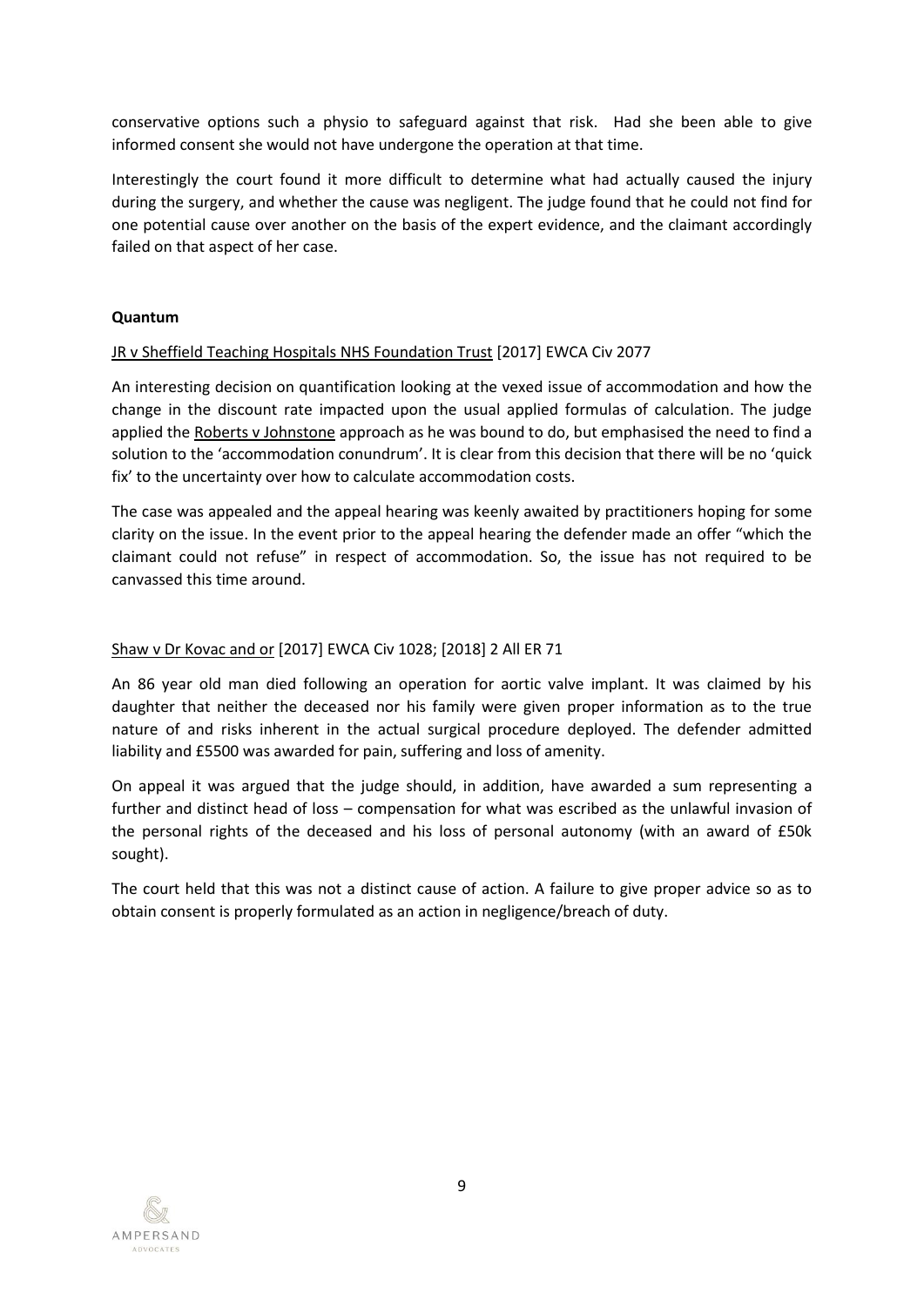conservative options such a physio to safeguard against that risk. Had she been able to give informed consent she would not have undergone the operation at that time.

Interestingly the court found it more difficult to determine what had actually caused the injury during the surgery, and whether the cause was negligent. The judge found that he could not find for one potential cause over another on the basis of the expert evidence, and the claimant accordingly failed on that aspect of her case.

**Quantum**

JR v Sheffield Teaching Hospitals NHS Foundation Trust [2017] EWCA Civ 2077

An interesting decision on quantification looking at the vexed issue of accommodation and how the change in the discount rate impacted upon the usual applied formulas of calculation. The judge applied the Roberts v Johnstone approach as he was bound to do, but emphasised the need to find a solution to the 'accommodation conundrum'. It is clear from this decision that there will be no 'quick fix' to the uncertainty over how to calculate accommodation costs.

The case was appealed and the appeal hearing was keenly awaited by practitioners hoping for some clarity on the issue. In the event prior to the appeal hearing the defender made an offer "which the claimant could not refuse" in respect of accommodation. So, the issue has not required to be canvassed this time around.

Shaw v Dr Kovac and or [2017] EWCA Civ 1028; [2018] 2 All ER 71

An 86 year old man died following an operation for aortic valve implant. It was claimed by his daughter that neither the deceased nor his family were given proper information as to the true nature of and risks inherent in the actual surgical procedure deployed. The defender admitted liability and £5500 was awarded for pain, suffering and loss of amenity.

On appeal it was argued that the judge should, in addition, have awarded a sum representing a further and distinct head of loss – compensation for what was escribed as the unlawful invasion of the personal rights of the deceased and his loss of personal autonomy (with an award of £50k sought).

The court held that this was not a distinct cause of action. A failure to give proper advice so as to obtain consent is properly formulated as an action in negligence/breach of duty.